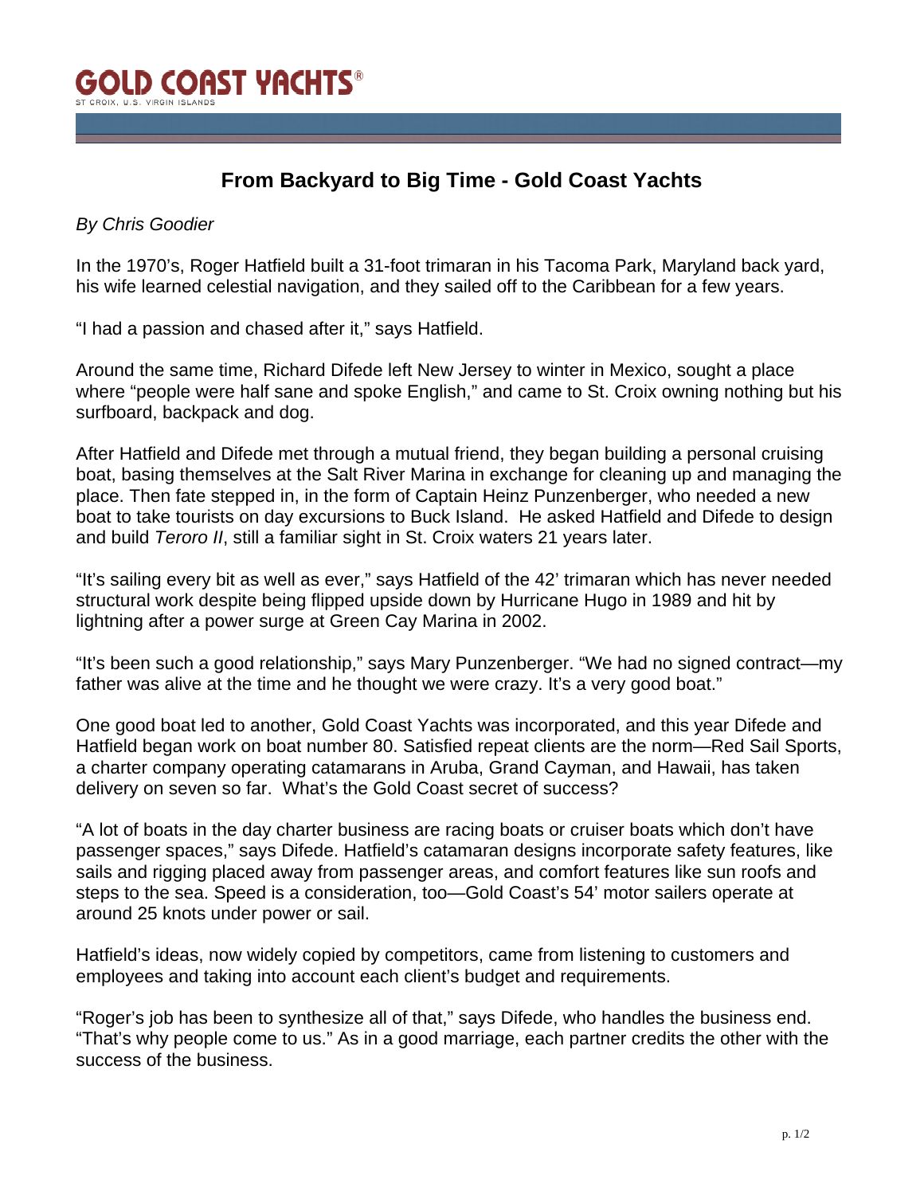# From Backyard to Big Time - Gold Coast Yachts

*By Chris Goodier*

In the 1970's, Roger Hatfield built a 31-foot trimaran in his Tacoma Park, Maryland back yard, his wife learned celestial navigation, and they sailed off to the Caribbean for a few years.

"I had a passion and chased after it," says Hatfield.

Around the same time, Richard Difede left New Jersey to winter in Mexico, sought a place where "people were half sane and spoke English," and came to St. Croix owning nothing but his surfboard, backpack and dog.

After Hatfield and Difede met through a mutual friend, they began building a personal cruising boat, basing themselves at the Salt River Marina in exchange for cleaning up and managing the place. Then fate stepped in, in the form of Captain Heinz Punzenberger, who needed a new boat to take tourists on day excursions to Buck Island. He asked Hatfield and Difede to design and build *Teroro II*, still a familiar sight in St. Croix waters 21 years later.

"It's sailing every bit as well as ever," says Hatfield of the 42' trimaran which has never needed structural work despite being flipped upside down by Hurricane Hugo in 1989 and hit by lightning after a power surge at Green Cay Marina in 2002.

"It's been such a good relationship," says Mary Punzenberger. "We had no signed contract—my father was alive at the time and he thought we were crazy. It's a very good boat."

One good boat led to another, Gold Coast Yachts was incorporated, and this year Difede and Hatfield began work on boat number 80. Satisfied repeat clients are the norm—Red Sail Sports, a charter company operating catamarans in Aruba, Grand Cayman, and Hawaii, has taken delivery on seven so far. What's the Gold Coast secret of success?

"A lot of boats in the day charter business are racing boats or cruiser boats which don't have passenger spaces," says Difede. Hatfield's catamaran designs incorporate safety features, like sails and rigging placed away from passenger areas, and comfort features like sun roofs and steps to the sea. Speed is a consideration, too—Gold Coast's 54' motor sailers operate at around 25 knots under power or sail.

Hatfield's ideas, now widely copied by competitors, came from listening to customers and employees and taking into account each client's budget and requirements.

"Roger's job has been to synthesize all of that," says Difede, who handles the business end. "That's why people come to us." As in a good marriage, each partner credits the other with the success of the business.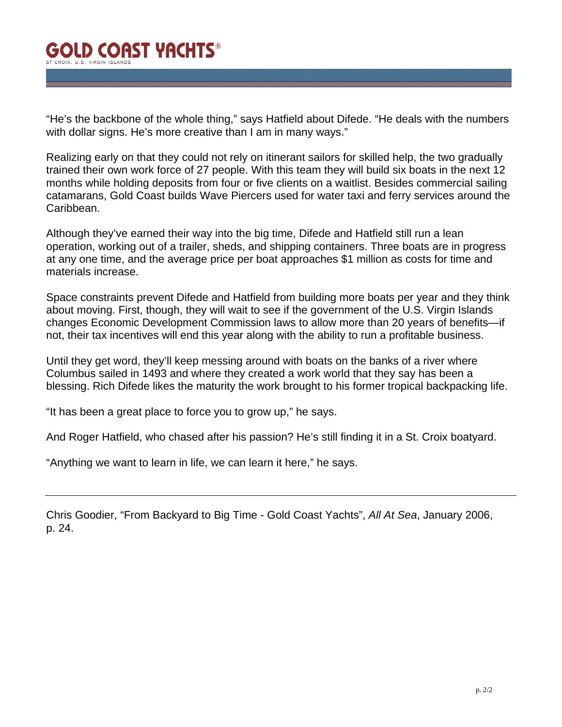"He's the backbone of the whole thing," says Hatfield about Difede. "He deals with the numbers with dollar signs. He's more creative than I am in many ways."

Realizing early on that they could not rely on itinerant sailors for skilled help, the two gradually trained their own work force of 27 people. With this team they will build six boats in the next 12 months while holding deposits from four or five clients on a waitlist. Besides commercial sailing catamarans, Gold Coast builds Wave Piercers used for water taxi and ferry services around the Caribbean.

Although they've earned their way into the big time, Difede and Hatfield still run a lean operation, working out of a trailer, sheds, and shipping containers. Three boats are in progress at any one time, and the average price per boat approaches $1 million as costs for time and materials increase.

Space constraints prevent Difede and Hatfield from building more boats per year and they think about moving. First, though, they will wait to see if the government of the U.S. Virgin Islands changes Economic Development Commission laws to allow more than 20 years of benefits—if not, their tax incentives will end this year along with the ability to run a profitable business.

Until they get word, they'll keep messing around with boats on the banks of a river where Columbus sailed in 1493 and where they created a work world that they say has been a blessing. Rich Difede likes the maturity the work brought to his former tropical backpacking life.

"It has been a great place to force you to grow up," he says.

And Roger Hatfield, who chased after his passion? He's still finding it in a St. Croix boatyard.

"Anything we want to learn in life, we can learn it here," he says.

---

Chris Goodier, "From Backyard to Big Time - Gold Coast Yachts", *All At Sea*, January 2006, p. 24.